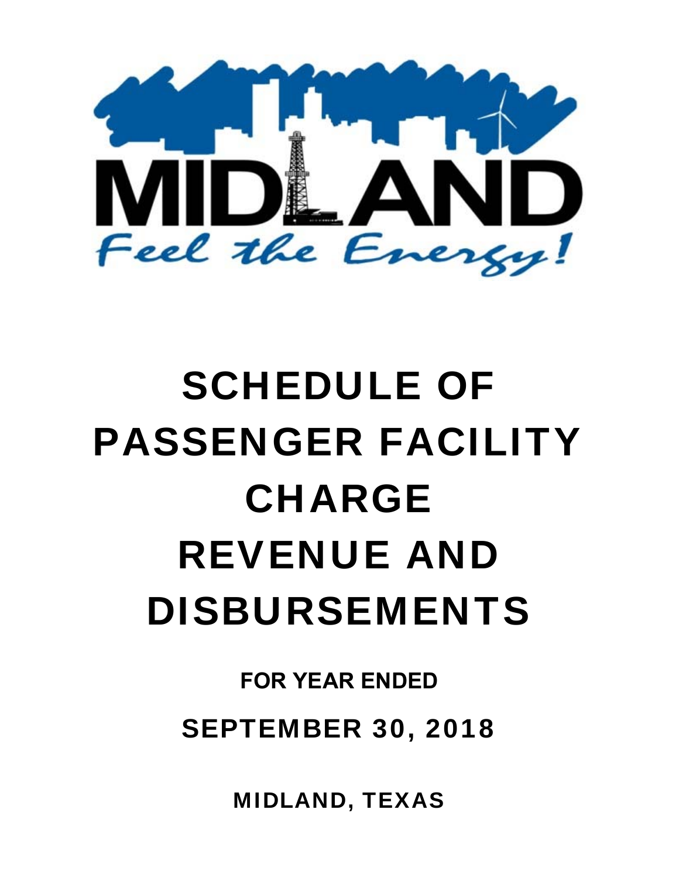MIDLAND

Feel the Energy!

# SCHEDULE OF PASSENGER FACILITY CHARGE REVENUE AND DISBURSEMENTS

**FOR YEAR ENDED**

**SEPTEMBER 30, 2018**

**MIDLAND, TEXAS**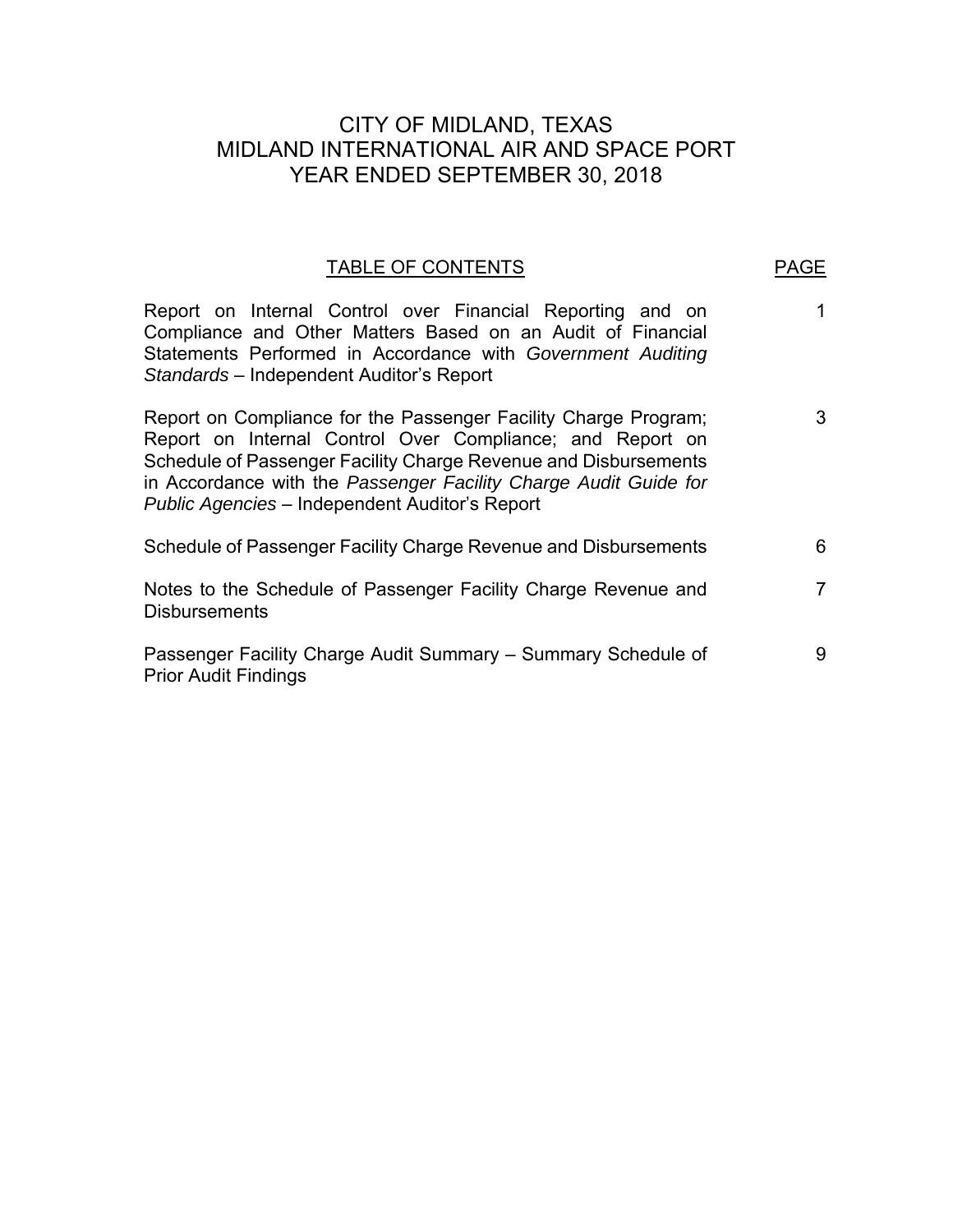# CITY OF MIDLAND, TEXAS
# MIDLAND INTERNATIONAL AIR AND SPACE PORT
# YEAR ENDED SEPTEMBER 30, 2018

| TABLE OF CONTENTS | PAGE |
|---|---|
| Report on Internal Control over Financial Reporting and on Compliance and Other Matters Based on an Audit of Financial Statements Performed in Accordance with *Government Auditing Standards* – Independent Auditor's Report | 1 |
| Report on Compliance for the Passenger Facility Charge Program; Report on Internal Control Over Compliance; and Report on Schedule of Passenger Facility Charge Revenue and Disbursements in Accordance with the *Passenger Facility Charge Audit Guide for Public Agencies* – Independent Auditor's Report | 3 |
| Schedule of Passenger Facility Charge Revenue and Disbursements | 6 |
| Notes to the Schedule of Passenger Facility Charge Revenue and Disbursements | 7 |
| Passenger Facility Charge Audit Summary – Summary Schedule of Prior Audit Findings | 9 |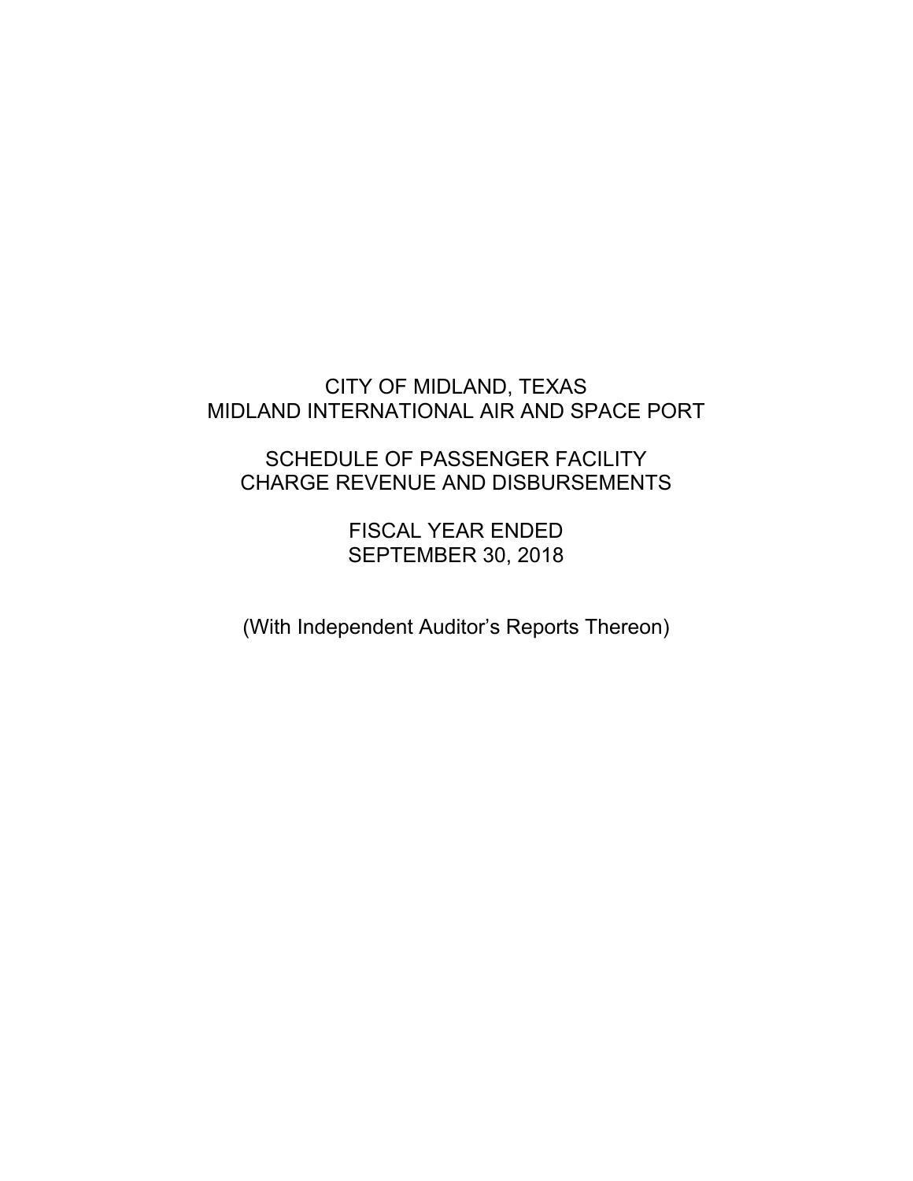# CITY OF MIDLAND, TEXAS
# MIDLAND INTERNATIONAL AIR AND SPACE PORT

## SCHEDULE OF PASSENGER FACILITY CHARGE REVENUE AND DISBURSEMENTS

## FISCAL YEAR ENDED SEPTEMBER 30, 2018

(With Independent Auditor's Reports Thereon)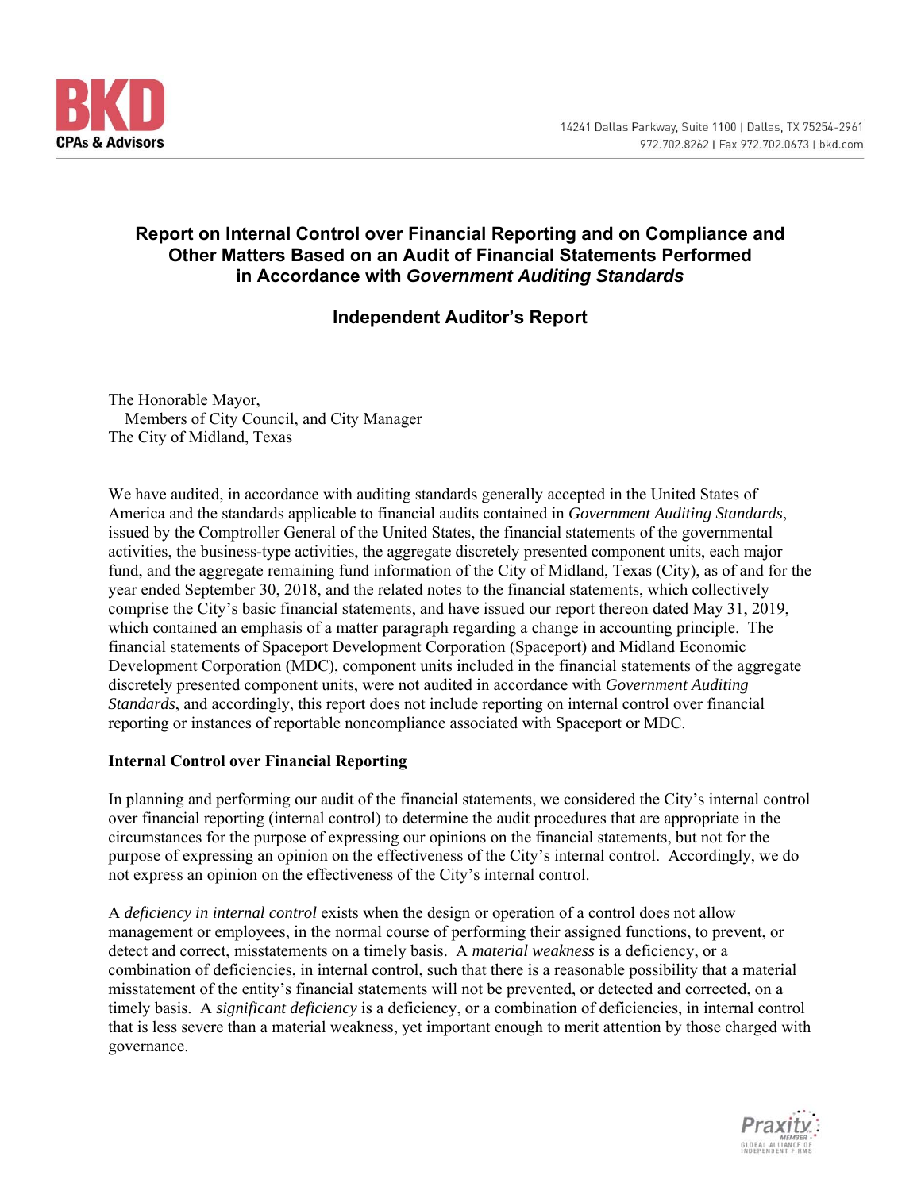# Report on Internal Control over Financial Reporting and on Compliance and Other Matters Based on an Audit of Financial Statements Performed in Accordance with *Government Auditing Standards*

## Independent Auditor's Report

The Honorable Mayor,
Members of City Council, and City Manager
The City of Midland, Texas

We have audited, in accordance with auditing standards generally accepted in the United States of America and the standards applicable to financial audits contained in *Government Auditing Standards*, issued by the Comptroller General of the United States, the financial statements of the governmental activities, the business-type activities, the aggregate discretely presented component units, each major fund, and the aggregate remaining fund information of the City of Midland, Texas (City), as of and for the year ended September 30, 2018, and the related notes to the financial statements, which collectively comprise the City's basic financial statements, and have issued our report thereon dated May 31, 2019, which contained an emphasis of a matter paragraph regarding a change in accounting principle. The financial statements of Spaceport Development Corporation (Spaceport) and Midland Economic Development Corporation (MDC), component units included in the financial statements of the aggregate discretely presented component units, were not audited in accordance with *Government Auditing Standards*, and accordingly, this report does not include reporting on internal control over financial reporting or instances of reportable noncompliance associated with Spaceport or MDC.

**Internal Control over Financial Reporting**

In planning and performing our audit of the financial statements, we considered the City's internal control over financial reporting (internal control) to determine the audit procedures that are appropriate in the circumstances for the purpose of expressing our opinions on the financial statements, but not for the purpose of expressing an opinion on the effectiveness of the City's internal control. Accordingly, we do not express an opinion on the effectiveness of the City's internal control.

A *deficiency in internal control* exists when the design or operation of a control does not allow management or employees, in the normal course of performing their assigned functions, to prevent, or detect and correct, misstatements on a timely basis. A *material weakness* is a deficiency, or a combination of deficiencies, in internal control, such that there is a reasonable possibility that a material misstatement of the entity's financial statements will not be prevented, or detected and corrected, on a timely basis. A *significant deficiency* is a deficiency, or a combination of deficiencies, in internal control that is less severe than a material weakness, yet important enough to merit attention by those charged with governance.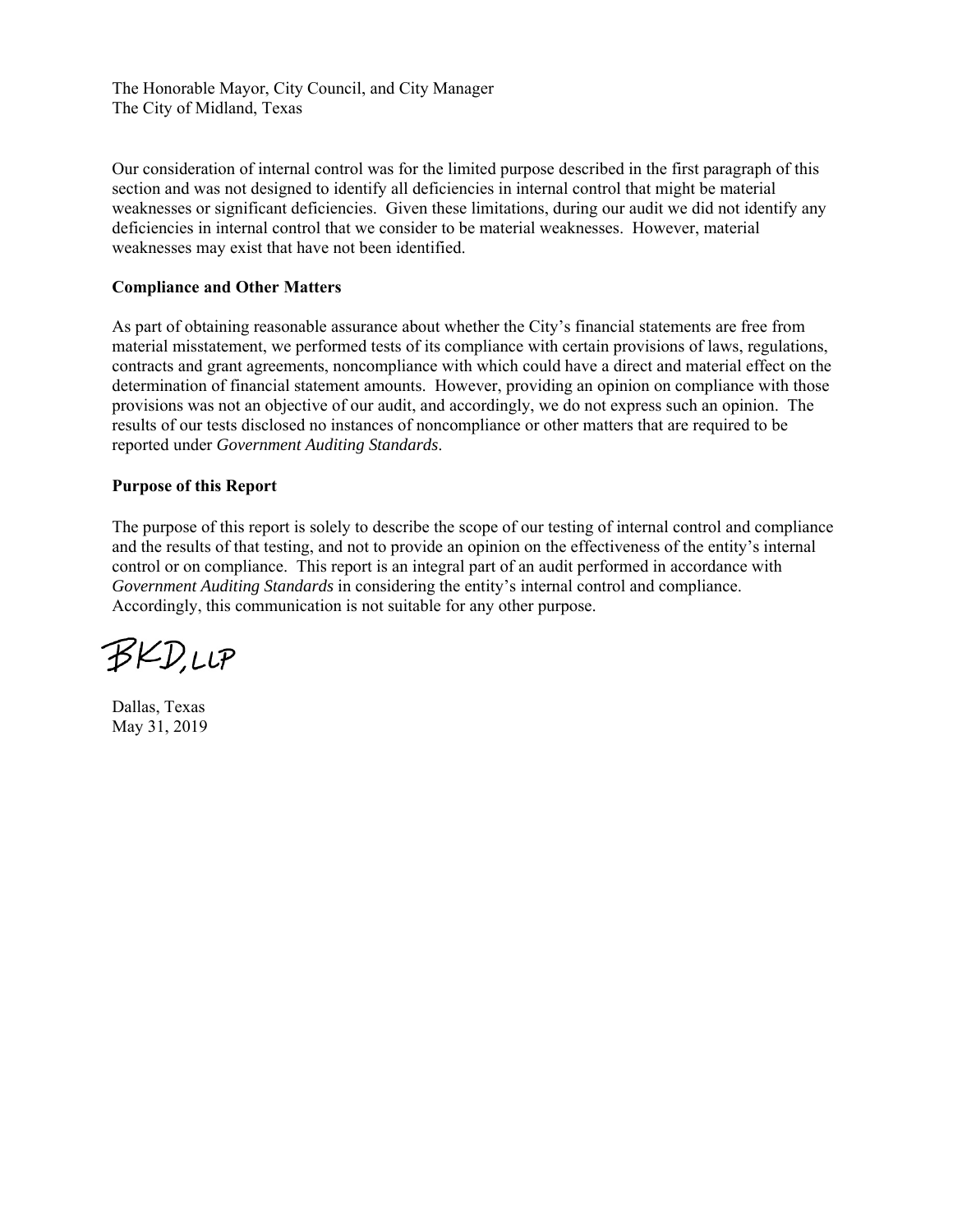The Honorable Mayor, City Council, and City Manager
The City of Midland, Texas

Our consideration of internal control was for the limited purpose described in the first paragraph of this section and was not designed to identify all deficiencies in internal control that might be material weaknesses or significant deficiencies. Given these limitations, during our audit we did not identify any deficiencies in internal control that we consider to be material weaknesses. However, material weaknesses may exist that have not been identified.

**Compliance and Other Matters**

As part of obtaining reasonable assurance about whether the City's financial statements are free from material misstatement, we performed tests of its compliance with certain provisions of laws, regulations, contracts and grant agreements, noncompliance with which could have a direct and material effect on the determination of financial statement amounts. However, providing an opinion on compliance with those provisions was not an objective of our audit, and accordingly, we do not express such an opinion. The results of our tests disclosed no instances of noncompliance or other matters that are required to be reported under *Government Auditing Standards*.

**Purpose of this Report**

The purpose of this report is solely to describe the scope of our testing of internal control and compliance and the results of that testing, and not to provide an opinion on the effectiveness of the entity's internal control or on compliance. This report is an integral part of an audit performed in accordance with *Government Auditing Standards* in considering the entity's internal control and compliance. Accordingly, this communication is not suitable for any other purpose.

BKD, LLP

Dallas, Texas
May 31, 2019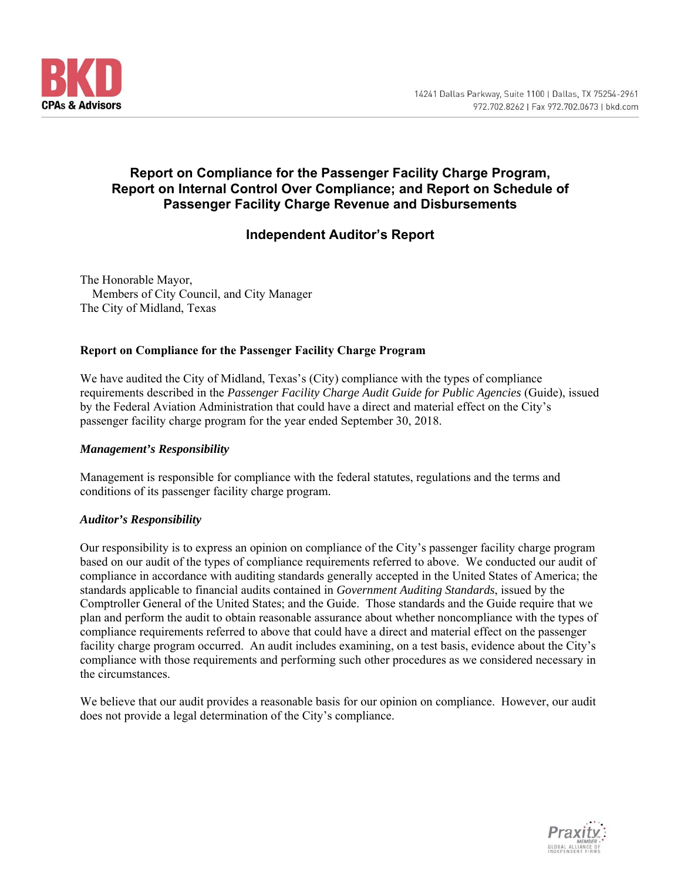BKD CPAs & Advisors

14241 Dallas Parkway, Suite 1100 | Dallas, TX 75254-2961
972.702.8262 | Fax 972.702.0673 | bkd.com

# Report on Compliance for the Passenger Facility Charge Program, Report on Internal Control Over Compliance; and Report on Schedule of Passenger Facility Charge Revenue and Disbursements

## Independent Auditor's Report

The Honorable Mayor,
Members of City Council, and City Manager
The City of Midland, Texas

### Report on Compliance for the Passenger Facility Charge Program

We have audited the City of Midland, Texas's (City) compliance with the types of compliance requirements described in the *Passenger Facility Charge Audit Guide for Public Agencies* (Guide), issued by the Federal Aviation Administration that could have a direct and material effect on the City's passenger facility charge program for the year ended September 30, 2018.

#### *Management's Responsibility*

Management is responsible for compliance with the federal statutes, regulations and the terms and conditions of its passenger facility charge program.

#### *Auditor's Responsibility*

Our responsibility is to express an opinion on compliance of the City's passenger facility charge program based on our audit of the types of compliance requirements referred to above. We conducted our audit of compliance in accordance with auditing standards generally accepted in the United States of America; the standards applicable to financial audits contained in *Government Auditing Standards*, issued by the Comptroller General of the United States; and the Guide. Those standards and the Guide require that we plan and perform the audit to obtain reasonable assurance about whether noncompliance with the types of compliance requirements referred to above that could have a direct and material effect on the passenger facility charge program occurred. An audit includes examining, on a test basis, evidence about the City's compliance with those requirements and performing such other procedures as we considered necessary in the circumstances.

We believe that our audit provides a reasonable basis for our opinion on compliance. However, our audit does not provide a legal determination of the City's compliance.

Praxity MEMBER GLOBAL ALLIANCE OF INDEPENDENT FIRMS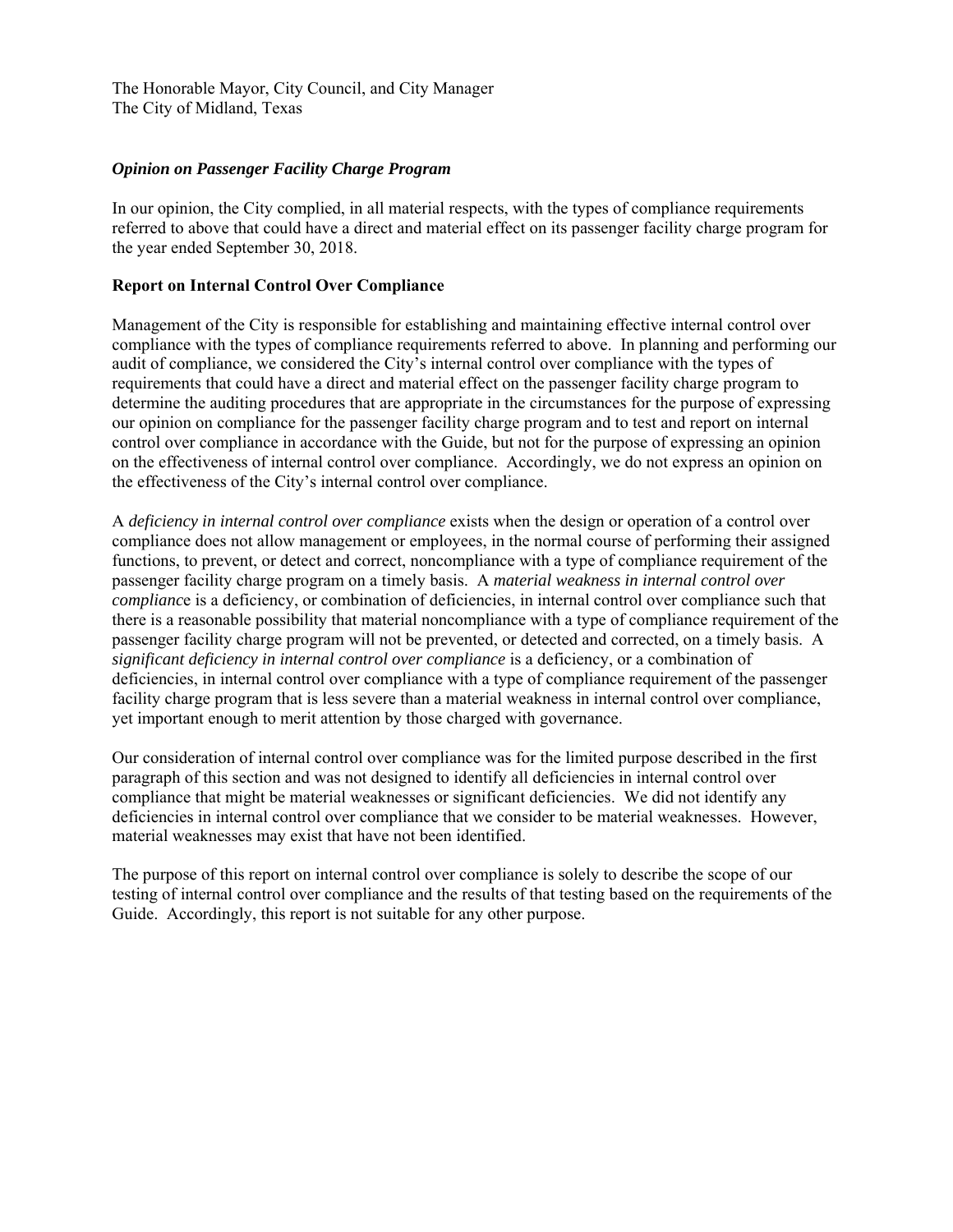The Honorable Mayor, City Council, and City Manager
The City of Midland, Texas

***Opinion on Passenger Facility Charge Program***

In our opinion, the City complied, in all material respects, with the types of compliance requirements referred to above that could have a direct and material effect on its passenger facility charge program for the year ended September 30, 2018.

**Report on Internal Control Over Compliance**

Management of the City is responsible for establishing and maintaining effective internal control over compliance with the types of compliance requirements referred to above. In planning and performing our audit of compliance, we considered the City's internal control over compliance with the types of requirements that could have a direct and material effect on the passenger facility charge program to determine the auditing procedures that are appropriate in the circumstances for the purpose of expressing our opinion on compliance for the passenger facility charge program and to test and report on internal control over compliance in accordance with the Guide, but not for the purpose of expressing an opinion on the effectiveness of internal control over compliance. Accordingly, we do not express an opinion on the effectiveness of the City's internal control over compliance.

A *deficiency in internal control over compliance* exists when the design or operation of a control over compliance does not allow management or employees, in the normal course of performing their assigned functions, to prevent, or detect and correct, noncompliance with a type of compliance requirement of the passenger facility charge program on a timely basis. A *material weakness in internal control over compliance* is a deficiency, or combination of deficiencies, in internal control over compliance such that there is a reasonable possibility that material noncompliance with a type of compliance requirement of the passenger facility charge program will not be prevented, or detected and corrected, on a timely basis. A *significant deficiency in internal control over compliance* is a deficiency, or a combination of deficiencies, in internal control over compliance with a type of compliance requirement of the passenger facility charge program that is less severe than a material weakness in internal control over compliance, yet important enough to merit attention by those charged with governance.

Our consideration of internal control over compliance was for the limited purpose described in the first paragraph of this section and was not designed to identify all deficiencies in internal control over compliance that might be material weaknesses or significant deficiencies. We did not identify any deficiencies in internal control over compliance that we consider to be material weaknesses. However, material weaknesses may exist that have not been identified.

The purpose of this report on internal control over compliance is solely to describe the scope of our testing of internal control over compliance and the results of that testing based on the requirements of the Guide. Accordingly, this report is not suitable for any other purpose.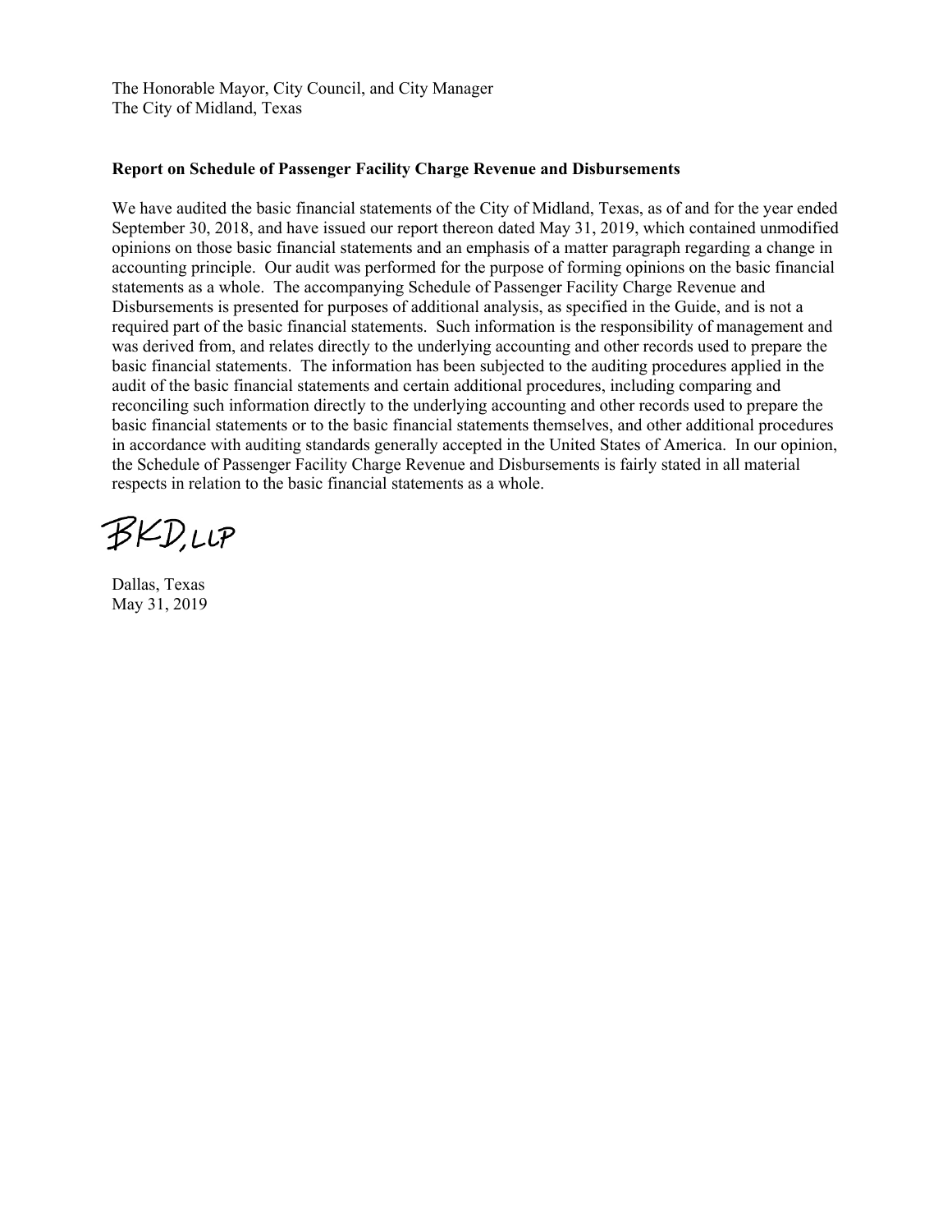The Honorable Mayor, City Council, and City Manager
The City of Midland, Texas

**Report on Schedule of Passenger Facility Charge Revenue and Disbursements**

We have audited the basic financial statements of the City of Midland, Texas, as of and for the year ended September 30, 2018, and have issued our report thereon dated May 31, 2019, which contained unmodified opinions on those basic financial statements and an emphasis of a matter paragraph regarding a change in accounting principle. Our audit was performed for the purpose of forming opinions on the basic financial statements as a whole. The accompanying Schedule of Passenger Facility Charge Revenue and Disbursements is presented for purposes of additional analysis, as specified in the Guide, and is not a required part of the basic financial statements. Such information is the responsibility of management and was derived from, and relates directly to the underlying accounting and other records used to prepare the basic financial statements. The information has been subjected to the auditing procedures applied in the audit of the basic financial statements and certain additional procedures, including comparing and reconciling such information directly to the underlying accounting and other records used to prepare the basic financial statements or to the basic financial statements themselves, and other additional procedures in accordance with auditing standards generally accepted in the United States of America. In our opinion, the Schedule of Passenger Facility Charge Revenue and Disbursements is fairly stated in all material respects in relation to the basic financial statements as a whole.

BKD, LLP

Dallas, Texas
May 31, 2019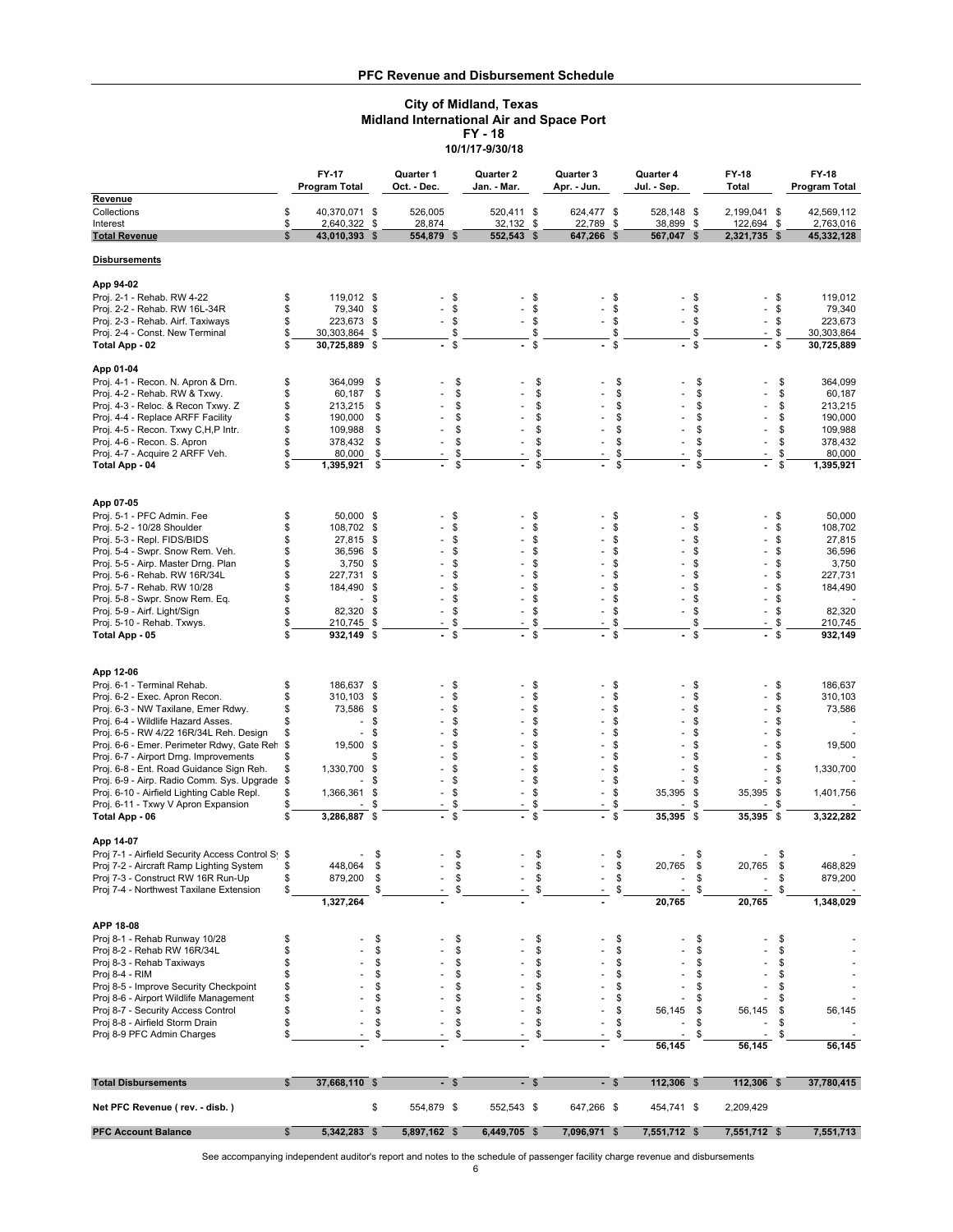**PFC Revenue and Disbursement Schedule**

**City of Midland, Texas**
**Midland International Air and Space Port**
**FY - 18**
**10/1/17-9/30/18**

| | FY-17 Program Total | Quarter 1 Oct. - Dec. | Quarter 2 Jan. - Mar. | Quarter 3 Apr. - Jun. | Quarter 4 Jul. - Sep. | FY-18 Total | FY-18 Program Total |
|---|---|---|---|---|---|---|---|
| **Revenue** | | | | | | | |
| Collections | $ 40,370,071 | $ 526,005 | 520,411 | $ 624,477 | $ 528,148 | $ 2,199,041 | $ 42,569,112 |
| Interest | $ 2,640,322 | $ 28,874 | 32,132 | $ 22,789 | $ 38,899 | $ 122,694 | $ 2,763,016 |
| **Total Revenue** | **$ 43,010,393** | **$ 554,879** | **$ 552,543** | **$ 647,266** | **$ 567,047** | **$ 2,321,735** | **$ 45,332,128** |
| **Disbursements** | | | | | | | |
| **App 94-02** | | | | | | | |
| Proj. 2-1 - Rehab. RW 4-22 | $ 119,012 | $ - | $ - | $ - | $ - | $ - | $ 119,012 |
| Proj. 2-2 - Rehab. RW 16L-34R | $ 79,340 | $ - | $ - | $ - | $ - | $ - | $ 79,340 |
| Proj. 2-3 - Rehab. Airf. Taxiways | $ 223,673 | $ - | $ - | $ - | $ - | $ - | $ 223,673 |
| Proj. 2-4 - Const. New Terminal | $ 30,303,864 | $ | $ | $ | $ | $ - | $ 30,303,864 |
| **Total App - 02** | **$ 30,725,889** | **$ -** | **$ -** | **$ -** | **$ -** | **$ -** | **$ 30,725,889** |
| **App 01-04** | | | | | | | |
| Proj. 4-1 - Recon. N. Apron & Drn. | $ 364,099 | $ - | $ - | $ - | $ - | $ - | $ 364,099 |
| Proj. 4-2 - Rehab. RW & Txwy. | $ 60,187 | $ - | $ - | $ - | $ - | $ - | $ 60,187 |
| Proj. 4-3 - Reloc. & Recon Txwy. Z | $ 213,215 | $ - | $ - | $ - | $ - | $ - | $ 213,215 |
| Proj. 4-4 - Replace ARFF Facility | $ 190,000 | $ - | $ - | $ - | $ - | $ - | $ 190,000 |
| Proj. 4-5 - Recon. Txwy C,H,P Intr. | $ 109,988 | $ - | $ - | $ - | $ - | $ - | $ 109,988 |
| Proj. 4-6 - Recon. S. Apron | $ 378,432 | $ - | $ - | $ - | $ - | $ - | $ 378,432 |
| Proj. 4-7 - Acquire 2 ARFF Veh. | $ 80,000 | $ - | $ - | $ - | $ - | $ - | $ 80,000 |
| **Total App - 04** | **$ 1,395,921** | **$ -** | **$ -** | **$ -** | **$ -** | **$ -** | **$ 1,395,921** |
| **App 07-05** | | | | | | | |
| Proj. 5-1 - PFC Admin. Fee | $ 50,000 | $ - | $ - | $ - | $ - | $ - | $ 50,000 |
| Proj. 5-2 - 10/28 Shoulder | $ 108,702 | $ - | $ - | $ - | $ - | $ - | $ 108,702 |
| Proj. 5-3 - Repl. FIDS/BIDS | $ 27,815 | $ - | $ - | $ - | $ - | $ - | $ 27,815 |
| Proj. 5-4 - Swpr. Snow Rem. Veh. | $ 36,596 | $ - | $ - | $ - | $ - | $ - | $ 36,596 |
| Proj. 5-5 - Airp. Master Drng. Plan | $ 3,750 | $ - | $ - | $ - | $ - | $ - | $ 3,750 |
| Proj. 5-6 - Rehab. RW 16R/34L | $ 227,731 | $ - | $ - | $ - | $ - | $ - | $ 227,731 |
| Proj. 5-7 - Rehab. RW 10/28 | $ 184,490 | $ - | $ - | $ - | $ - | $ - | $ 184,490 |
| Proj. 5-8 - Swpr. Snow Rem. Eq. | $ - | $ - | $ - | $ - | $ - | $ - | $ - |
| Proj. 5-9 - Airf. Light/Sign | $ 82,320 | $ - | $ - | $ - | $ - | $ - | $ 82,320 |
| Proj. 5-10 - Rehab. Txwys. | $ 210,745 | $ - | $ - | $ - | $ | $ - | $ 210,745 |
| **Total App - 05** | **$ 932,149** | **$ -** | **$ -** | **$ -** | **$ -** | **$ -** | **$ 932,149** |
| **App 12-06** | | | | | | | |
| Proj. 6-1 - Terminal Rehab. | $ 186,637 | $ - | $ - | $ - | $ - | $ - | $ 186,637 |
| Proj. 6-2 - Exec. Apron Recon. | $ 310,103 | $ - | $ - | $ - | $ - | $ - | $ 310,103 |
| Proj. 6-3 - NW Taxilane, Emer Rdwy. | $ 73,586 | $ - | $ - | $ - | $ - | $ - | $ 73,586 |
| Proj. 6-4 - Wildlife Hazard Asses. | $ - | $ - | $ - | $ - | $ - | $ - | $ - |
| Proj. 6-5 - RW 4/22 16R/34L Reh. Design | $ - | $ - | $ - | $ - | $ - | $ - | $ - |
| Proj. 6-6 - Emer. Perimeter Rdwy, Gate Reh | $ 19,500 | $ - | $ - | $ - | $ - | $ - | $ 19,500 |
| Proj. 6-7 - Airport Drng. Improvements | $ | $ - | $ - | $ - | $ - | $ - | $ - |
| Proj. 6-8 - Ent. Road Guidance Sign Reh. | $ 1,330,700 | $ - | $ - | $ - | $ - | $ - | $ 1,330,700 |
| Proj. 6-9 - Airp. Radio Comm. Sys. Upgrade | $ - | $ - | $ - | $ - | $ - | $ - | $ - |
| Proj. 6-10 - Airfield Lighting Cable Repl. | $ 1,366,361 | $ - | $ - | $ - | $ 35,395 | $ 35,395 | $ 1,401,756 |
| Proj. 6-11 - Txwy V Apron Expansion | $ - | $ - | $ - | $ - | $ - | $ - | $ - |
| **Total App - 06** | **$ 3,286,887** | **$ -** | **$ -** | **$ -** | **$ 35,395** | **$ 35,395** | **$ 3,322,282** |
| **App 14-07** | | | | | | | |
| Proj 7-1 - Airfield Security Access Control Sy | $ - | $ - | $ - | $ - | $ - | $ - | $ - |
| Proj 7-2 - Aircraft Ramp Lighting System | $ 448,064 | $ - | $ - | $ - | $ 20,765 | $ 20,765 | $ 468,829 |
| Proj 7-3 - Construct RW 16R Run-Up | $ 879,200 | $ - | $ - | $ - | $ - | $ - | $ 879,200 |
| Proj 7-4 - Northwest Taxilane Extension | $ | $ - | $ - | $ - | $ - | $ - | $ - |
| | **1,327,264** | **-** | **-** | **-** | **20,765** | **20,765** | **1,348,029** |
| **APP 18-08** | | | | | | | |
| Proj 8-1 - Rehab Runway 10/28 | $ - | $ - | $ - | $ - | $ - | $ - | $ - |
| Proj 8-2 - Rehab RW 16R/34L | $ - | $ - | $ - | $ - | $ - | $ - | $ - |
| Proj 8-3 - Rehab Taxiways | $ - | $ - | $ - | $ - | $ - | $ - | $ - |
| Proj 8-4 - RIM | $ - | $ - | $ - | $ - | $ - | $ - | $ - |
| Proj 8-5 - Improve Security Checkpoint | $ - | $ - | $ - | $ - | $ - | $ - | $ - |
| Proj 8-6 - Airport Wildlife Management | $ - | $ - | $ - | $ - | $ - | $ - | $ - |
| Proj 8-7 - Security Access Control | $ - | $ - | $ - | $ - | $ 56,145 | $ 56,145 | $ 56,145 |
| Proj 8-8 - Airfield Storm Drain | $ - | $ - | $ - | $ - | $ - | $ - | $ - |
| Proj 8-9 PFC Admin Charges | $ - | $ - | $ - | $ - | $ - | $ - | $ - |
| | **-** | **-** | **-** | **-** | **56,145** | **56,145** | **56,145** |
| **Total Disbursements** | **$ 37,668,110** | **$ -** | **$ -** | **$ -** | **$ 112,306** | **$ 112,306** | **$ 37,780,415** |
| **Net PFC Revenue ( rev. - disb. )** | | $ 554,879 | $ 552,543 | $ 647,266 | $ 454,741 | $ 2,209,429 | |
| **PFC Account Balance** | **$ 5,342,283** | **$ 5,897,162** | **$ 6,449,705** | **$ 7,096,971** | **$ 7,551,712** | **$ 7,551,712** | **$ 7,551,713** |

See accompanying independent auditor's report and notes to the schedule of passenger facility charge revenue and disbursements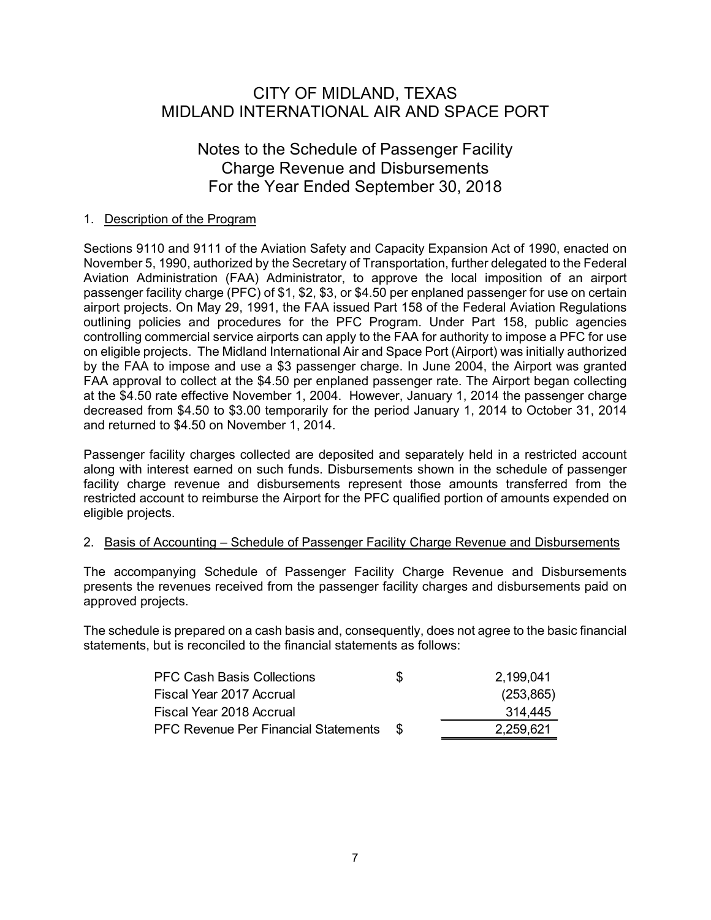# CITY OF MIDLAND, TEXAS
# MIDLAND INTERNATIONAL AIR AND SPACE PORT

## Notes to the Schedule of Passenger Facility Charge Revenue and Disbursements For the Year Ended September 30, 2018

1. Description of the Program

Sections 9110 and 9111 of the Aviation Safety and Capacity Expansion Act of 1990, enacted on November 5, 1990, authorized by the Secretary of Transportation, further delegated to the Federal Aviation Administration (FAA) Administrator, to approve the local imposition of an airport passenger facility charge (PFC) of $1, $2, $3, or $4.50 per enplaned passenger for use on certain airport projects. On May 29, 1991, the FAA issued Part 158 of the Federal Aviation Regulations outlining policies and procedures for the PFC Program. Under Part 158, public agencies controlling commercial service airports can apply to the FAA for authority to impose a PFC for use on eligible projects. The Midland International Air and Space Port (Airport) was initially authorized by the FAA to impose and use a $3 passenger charge. In June 2004, the Airport was granted FAA approval to collect at the $4.50 per enplaned passenger rate. The Airport began collecting at the $4.50 rate effective November 1, 2004. However, January 1, 2014 the passenger charge decreased from $4.50 to $3.00 temporarily for the period January 1, 2014 to October 31, 2014 and returned to $4.50 on November 1, 2014.

Passenger facility charges collected are deposited and separately held in a restricted account along with interest earned on such funds. Disbursements shown in the schedule of passenger facility charge revenue and disbursements represent those amounts transferred from the restricted account to reimburse the Airport for the PFC qualified portion of amounts expended on eligible projects.

2. Basis of Accounting – Schedule of Passenger Facility Charge Revenue and Disbursements

The accompanying Schedule of Passenger Facility Charge Revenue and Disbursements presents the revenues received from the passenger facility charges and disbursements paid on approved projects.

The schedule is prepared on a cash basis and, consequently, does not agree to the basic financial statements, but is reconciled to the financial statements as follows:

| | | |
|---|---|---|
| PFC Cash Basis Collections | $ | 2,199,041 |
| Fiscal Year 2017 Accrual | | (253,865) |
| Fiscal Year 2018 Accrual | | 314,445 |
| PFC Revenue Per Financial Statements | $ | 2,259,621 |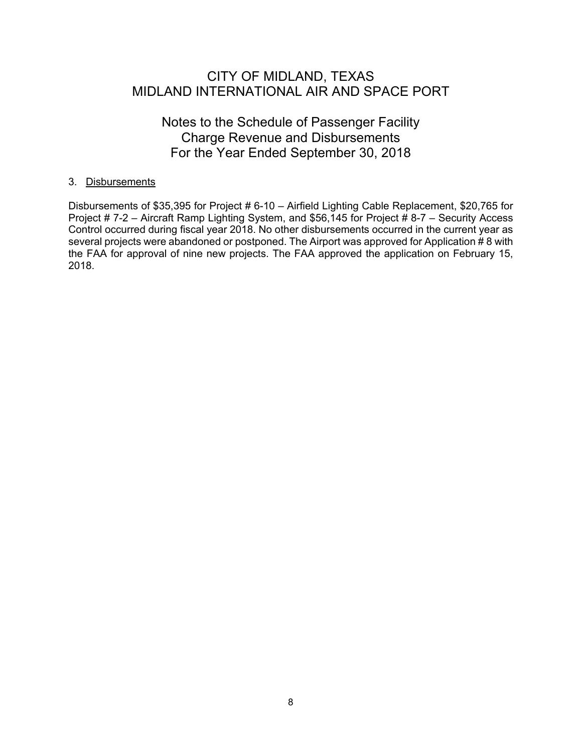# CITY OF MIDLAND, TEXAS
# MIDLAND INTERNATIONAL AIR AND SPACE PORT

## Notes to the Schedule of Passenger Facility Charge Revenue and Disbursements For the Year Ended September 30, 2018

3. Disbursements

Disbursements of $35,395 for Project # 6-10 – Airfield Lighting Cable Replacement, $20,765 for Project # 7-2 – Aircraft Ramp Lighting System, and $56,145 for Project # 8-7 – Security Access Control occurred during fiscal year 2018. No other disbursements occurred in the current year as several projects were abandoned or postponed. The Airport was approved for Application # 8 with the FAA for approval of nine new projects. The FAA approved the application on February 15, 2018.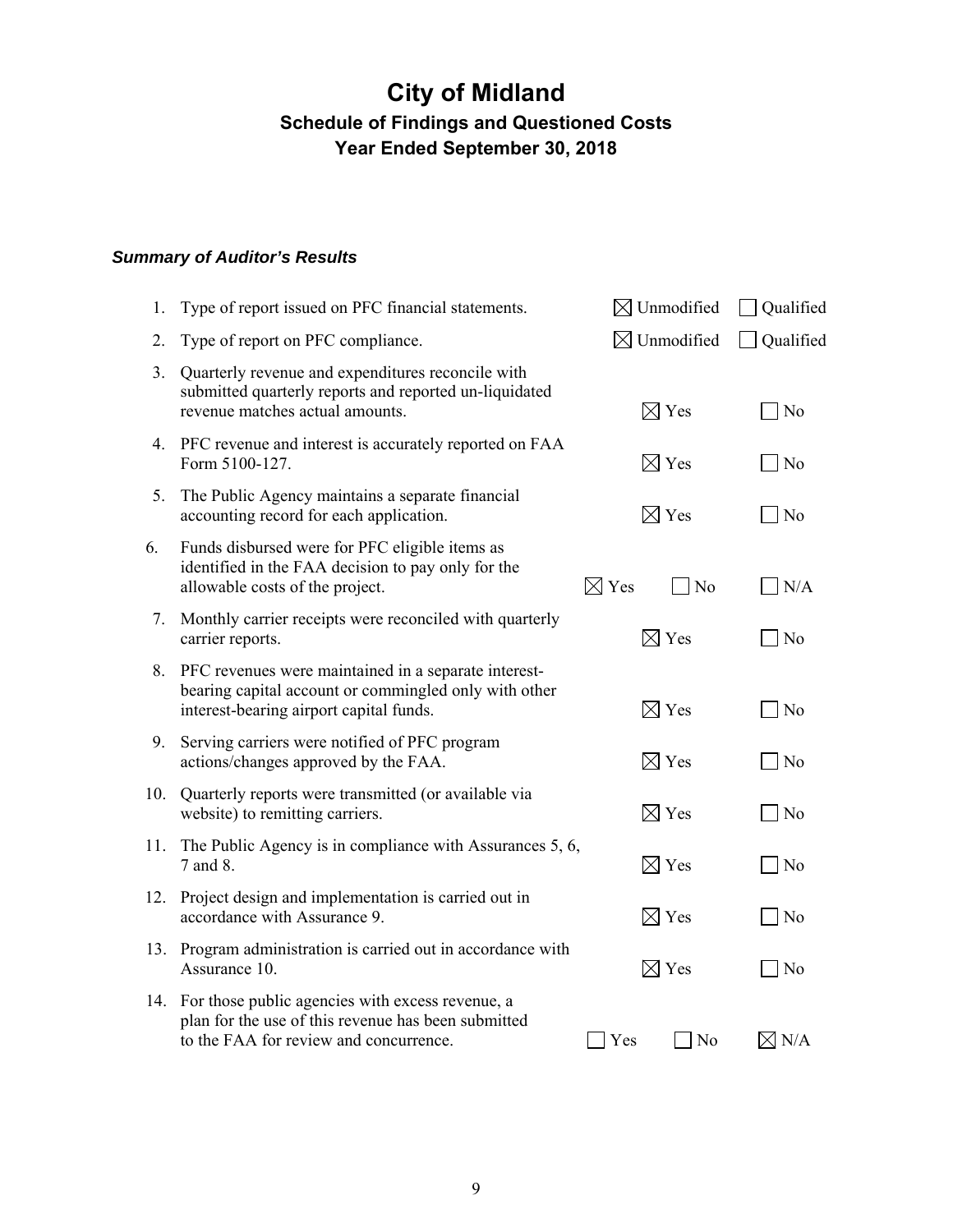# City of Midland

## Schedule of Findings and Questioned Costs

## Year Ended September 30, 2018

### *Summary of Auditor's Results*

| | | | | |
|---|---|---|---|---|
| 1. | Type of report issued on PFC financial statements. | ☒ Unmodified | | ☐ Qualified |
| 2. | Type of report on PFC compliance. | ☒ Unmodified | | ☐ Qualified |
| 3. | Quarterly revenue and expenditures reconcile with submitted quarterly reports and reported un-liquidated revenue matches actual amounts. | ☒ Yes | | ☐ No |
| 4. | PFC revenue and interest is accurately reported on FAA Form 5100-127. | ☒ Yes | | ☐ No |
| 5. | The Public Agency maintains a separate financial accounting record for each application. | ☒ Yes | | ☐ No |
| 6. | Funds disbursed were for PFC eligible items as identified in the FAA decision to pay only for the allowable costs of the project. | ☒ Yes | ☐ No | ☐ N/A |
| 7. | Monthly carrier receipts were reconciled with quarterly carrier reports. | ☒ Yes | | ☐ No |
| 8. | PFC revenues were maintained in a separate interest-bearing capital account or commingled only with other interest-bearing airport capital funds. | ☒ Yes | | ☐ No |
| 9. | Serving carriers were notified of PFC program actions/changes approved by the FAA. | ☒ Yes | | ☐ No |
| 10. | Quarterly reports were transmitted (or available via website) to remitting carriers. | ☒ Yes | | ☐ No |
| 11. | The Public Agency is in compliance with Assurances 5, 6, 7 and 8. | ☒ Yes | | ☐ No |
| 12. | Project design and implementation is carried out in accordance with Assurance 9. | ☒ Yes | | ☐ No |
| 13. | Program administration is carried out in accordance with Assurance 10. | ☒ Yes | | ☐ No |
| 14. | For those public agencies with excess revenue, a plan for the use of this revenue has been submitted to the FAA for review and concurrence. | ☐ Yes | ☐ No | ☒ N/A |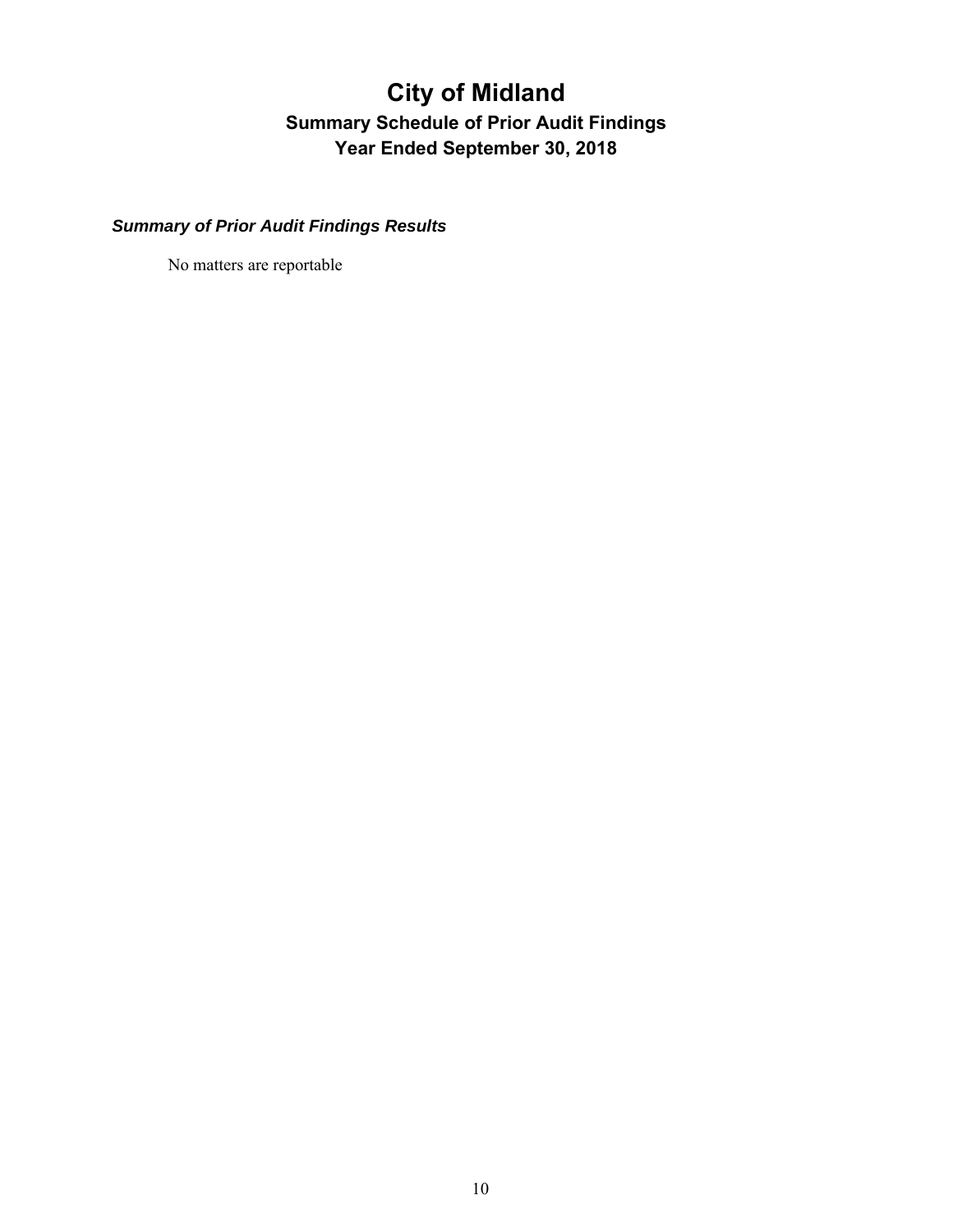# City of Midland

## Summary Schedule of Prior Audit Findings

## Year Ended September 30, 2018

### *Summary of Prior Audit Findings Results*

No matters are reportable